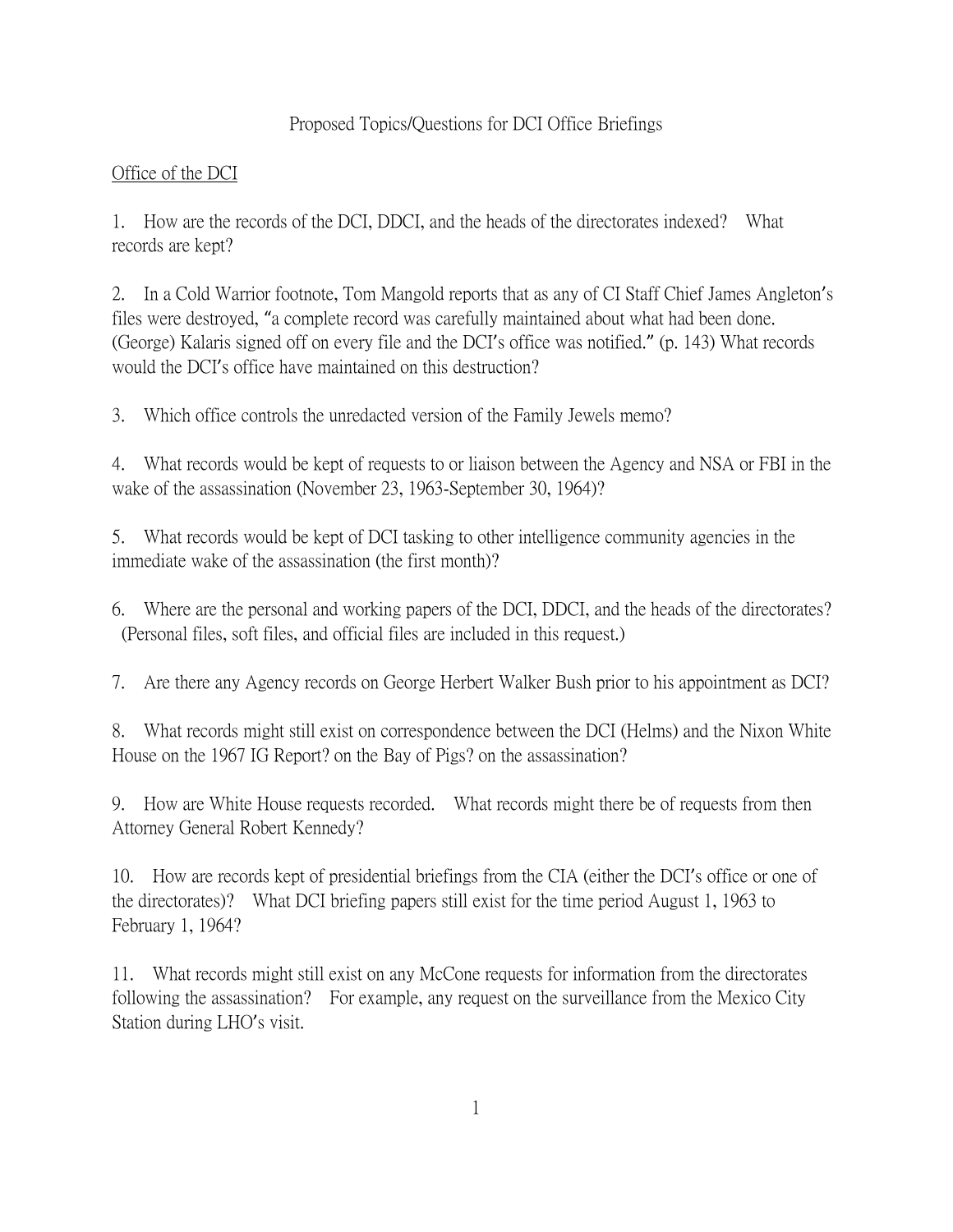# Proposed Topics/Questions for DCI Office Briefings

## Office of the DCI

1. How are the records of the DCI, DDCI, and the heads of the directorates indexed? What records are kept?

2. In a Cold Warrior footnote, Tom Mangold reports that as any of CI Staff Chief James Angleton's files were destroyed, "a complete record was carefully maintained about what had been done. (George) Kalaris signed off on every file and the DCI's office was notified." (p. 143) What records would the DCI's office have maintained on this destruction?

3. Which office controls the unredacted version of the Family Jewels memo?

4. What records would be kept of requests to or liaison between the Agency and NSA or FBI in the wake of the assassination (November 23, 1963-September 30, 1964)?

5. What records would be kept of DCI tasking to other intelligence community agencies in the immediate wake of the assassination (the first month)?

6. Where are the personal and working papers of the DCI, DDCI, and the heads of the directorates? (Personal files, soft files, and official files are included in this request.)

7. Are there any Agency records on George Herbert Walker Bush prior to his appointment as DCI?

8. What records might still exist on correspondence between the DCI (Helms) and the Nixon White House on the 1967 IG Report? on the Bay of Pigs? on the assassination?

9. How are White House requests recorded. What records might there be of requests from then Attorney General Robert Kennedy?

10. How are records kept of presidential briefings from the CIA (either the DCI's office or one of the directorates)? What DCI briefing papers still exist for the time period August 1, 1963 to February 1, 1964?

11. What records might still exist on any McCone requests for information from the directorates following the assassination? For example, any request on the surveillance from the Mexico City Station during LHO's visit.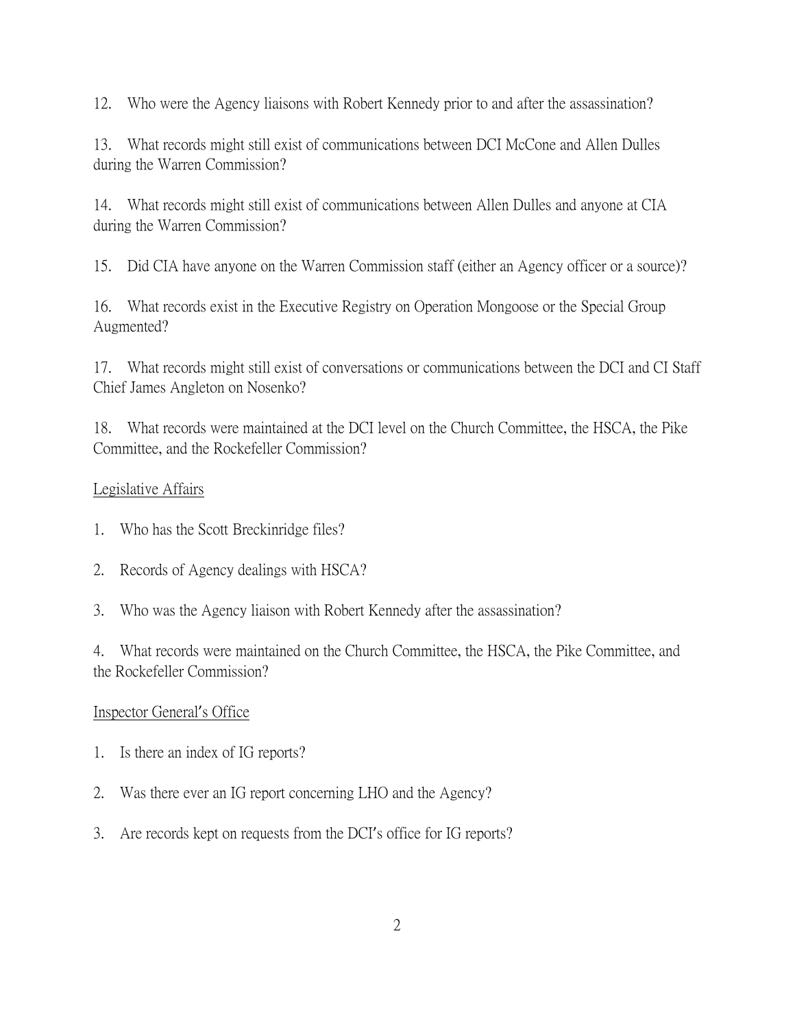12. Who were the Agency liaisons with Robert Kennedy prior to and after the assassination?

13. What records might still exist of communications between DCI McCone and Allen Dulles during the Warren Commission?

14. What records might still exist of communications between Allen Dulles and anyone at CIA during the Warren Commission?

15. Did CIA have anyone on the Warren Commission staff (either an Agency officer or a source)?

16. What records exist in the Executive Registry on Operation Mongoose or the Special Group Augmented?

17. What records might still exist of conversations or communications between the DCI and CI Staff Chief James Angleton on Nosenko?

18. What records were maintained at the DCI level on the Church Committee, the HSCA, the Pike Committee, and the Rockefeller Commission?

<u>Legislative Affairs</u>

1. Who has the Scott Breckinridge files?

2. Records of Agency dealings with HSCA?

3. Who was the Agency liaison with Robert Kennedy after the assassination?

4. What records were maintained on the Church Committee, the HSCA, the Pike Committee, and the Rockefeller Commission?

<u>Inspector General's Office</u>

1. Is there an index of IG reports?

2. Was there ever an IG report concerning LHO and the Agency?

3. Are records kept on requests from the DCI's office for IG reports?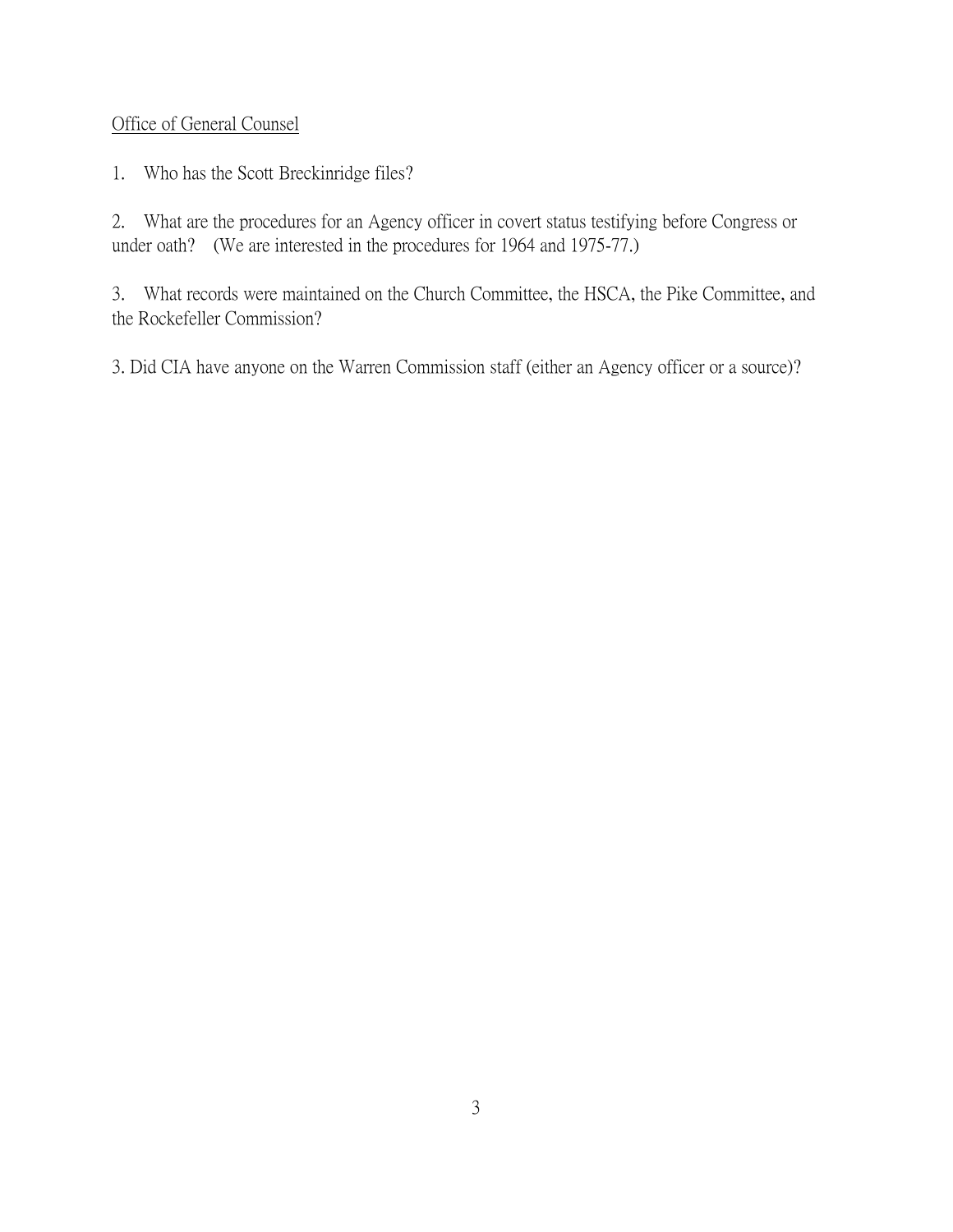Office of General Counsel

1. Who has the Scott Breckinridge files?

2. What are the procedures for an Agency officer in covert status testifying before Congress or under oath? (We are interested in the procedures for 1964 and 1975-77.)

3. What records were maintained on the Church Committee, the HSCA, the Pike Committee, and the Rockefeller Commission?

3. Did CIA have anyone on the Warren Commission staff (either an Agency officer or a source)?